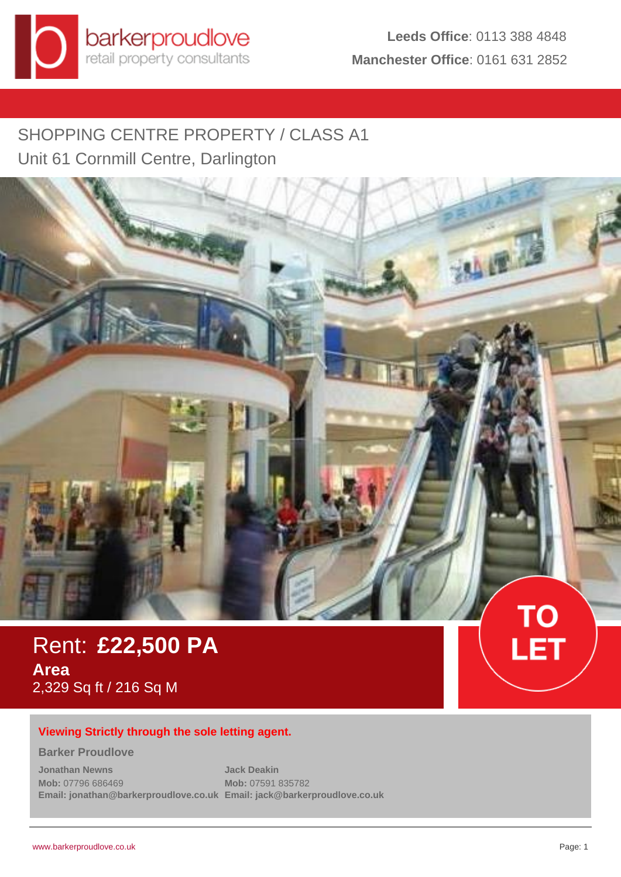barkerproudlove
retail property consultants

**Leeds Office**: 0113 388 4848
**Manchester Office**: 0161 631 2852

## SHOPPING CENTRE PROPERTY / CLASS A1

## Unit 61 Cornmill Centre, Darlington

Rent: **£22,500 PA**

**Area**
2,329 Sq ft / 216 Sq M

**TO LET**

**Viewing Strictly through the sole letting agent.**

**Barker Proudlove**

| Jonathan Newns | Jack Deakin |
|---|---|
| **Mob:** 07796 686469 | **Mob:** 07591 835782 |
| **Email: jonathan@barkerproudlove.co.uk** | **Email: jack@barkerproudlove.co.uk** |

www.barkerproudlove.co.uk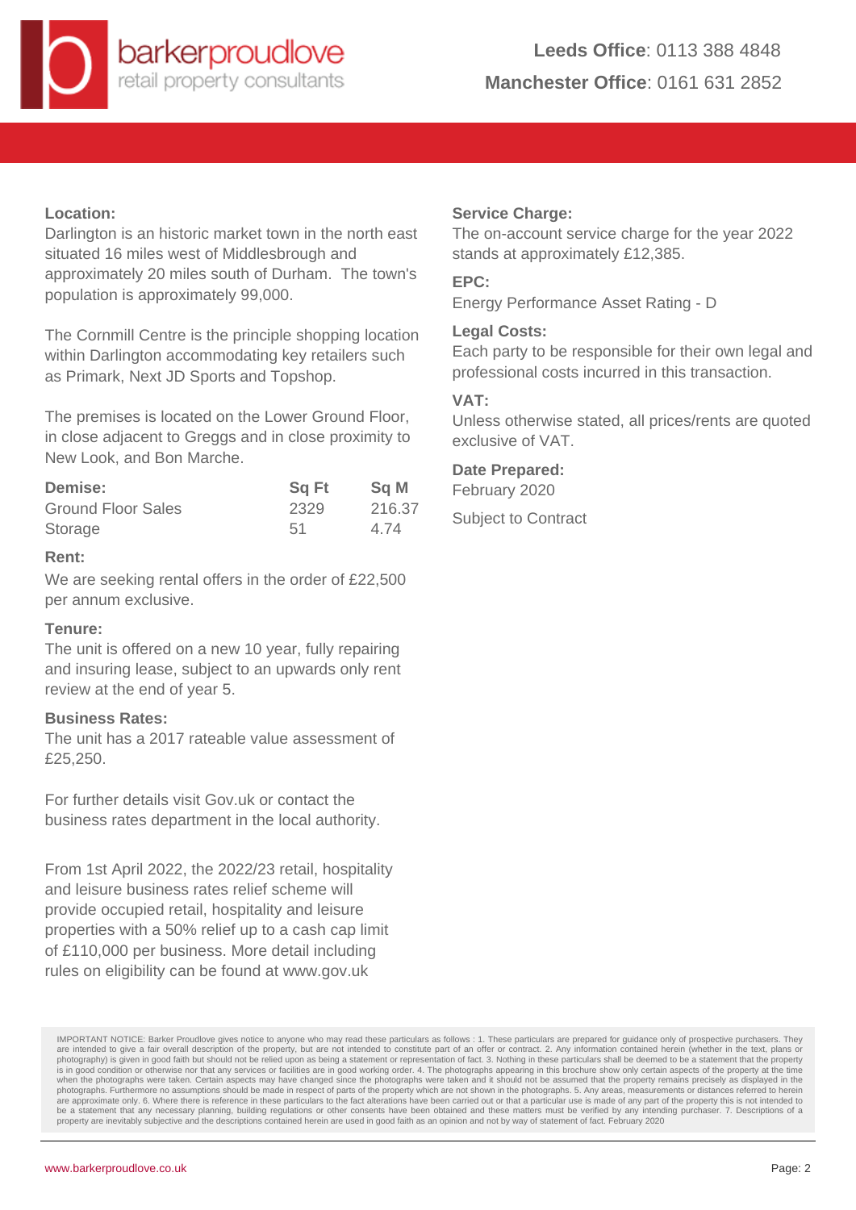barkerproudlove
retail property consultants

**Leeds Office**: 0113 388 4848
**Manchester Office**: 0161 631 2852

**Location:**

Darlington is an historic market town in the north east situated 16 miles west of Middlesbrough and approximately 20 miles south of Durham. The town's population is approximately 99,000.

The Cornmill Centre is the principle shopping location within Darlington accommodating key retailers such as Primark, Next JD Sports and Topshop.

The premises is located on the Lower Ground Floor, in close adjacent to Greggs and in close proximity to New Look, and Bon Marche.

| Demise: | Sq Ft | Sq M |
|---|---|---|
| Ground Floor Sales | 2329 | 216.37 |
| Storage | 51 | 4.74 |

**Rent:**

We are seeking rental offers in the order of £22,500 per annum exclusive.

**Tenure:**

The unit is offered on a new 10 year, fully repairing and insuring lease, subject to an upwards only rent review at the end of year 5.

**Business Rates:**

The unit has a 2017 rateable value assessment of £25,250.

For further details visit Gov.uk or contact the business rates department in the local authority.

From 1st April 2022, the 2022/23 retail, hospitality and leisure business rates relief scheme will provide occupied retail, hospitality and leisure properties with a 50% relief up to a cash cap limit of £110,000 per business. More detail including rules on eligibility can be found at www.gov.uk

**Service Charge:**

The on-account service charge for the year 2022 stands at approximately £12,385.

**EPC:**

Energy Performance Asset Rating - D

**Legal Costs:**

Each party to be responsible for their own legal and professional costs incurred in this transaction.

**VAT:**

Unless otherwise stated, all prices/rents are quoted exclusive of VAT.

**Date Prepared:**

February 2020

Subject to Contract

IMPORTANT NOTICE: Barker Proudlove gives notice to anyone who may read these particulars as follows : 1. These particulars are prepared for guidance only of prospective purchasers. They are intended to give a fair overall description of the property, but are not intended to constitute part of an offer or contract. 2. Any information contained herein (whether in the text, plans or photography) is given in good faith but should not be relied upon as being a statement or representation of fact. 3. Nothing in these particulars shall be deemed to be a statement that the property is in good condition or otherwise nor that any services or facilities are in good working order. 4. The photographs appearing in this brochure show only certain aspects of the property at the time when the photographs were taken. Certain aspects may have changed since the photographs were taken and it should not be assumed that the property remains precisely as displayed in the photographs. Furthermore no assumptions should be made in respect of parts of the property which are not shown in the photographs. 5. Any areas, measurements or distances referred to herein are approximate only. 6. Where there is reference in these particulars to the fact alterations have been carried out or that a particular use is made of any part of the property this is not intended to be a statement that any necessary planning, building regulations or other consents have been obtained and these matters must be verified by any intending purchaser. 7. Descriptions of a property are inevitably subjective and the descriptions contained herein are used in good faith as an opinion and not by way of statement of fact. February 2020

www.barkerproudlove.co.uk